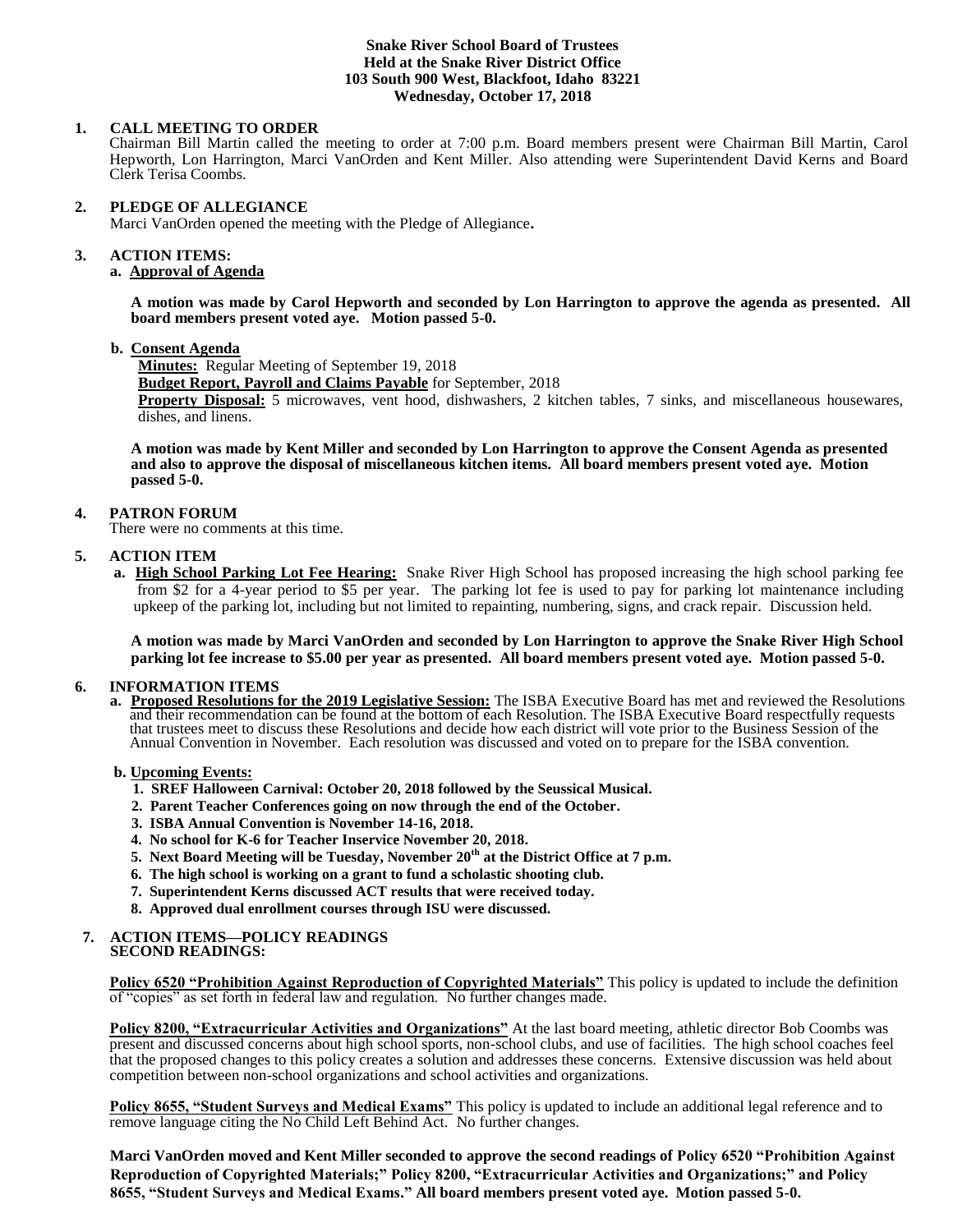**Snake River School Board of Trustees**
**Held at the Snake River District Office**
**103 South 900 West, Blackfoot, Idaho 83221**
**Wednesday, October 17, 2018**

**1. CALL MEETING TO ORDER**

Chairman Bill Martin called the meeting to order at 7:00 p.m. Board members present were Chairman Bill Martin, Carol Hepworth, Lon Harrington, Marci VanOrden and Kent Miller. Also attending were Superintendent David Kerns and Board Clerk Terisa Coombs.

**2. PLEDGE OF ALLEGIANCE**

Marci VanOrden opened the meeting with the Pledge of Allegiance**.**

**3. ACTION ITEMS:**

**a. Approval of Agenda**

**A motion was made by Carol Hepworth and seconded by Lon Harrington to approve the agenda as presented. All board members present voted aye. Motion passed 5-0.**

**b. Consent Agenda**

**Minutes:** Regular Meeting of September 19, 2018

**Budget Report, Payroll and Claims Payable** for September, 2018

**Property Disposal:** 5 microwaves, vent hood, dishwashers, 2 kitchen tables, 7 sinks, and miscellaneous housewares, dishes, and linens.

**A motion was made by Kent Miller and seconded by Lon Harrington to approve the Consent Agenda as presented and also to approve the disposal of miscellaneous kitchen items. All board members present voted aye. Motion passed 5-0.**

**4. PATRON FORUM**

There were no comments at this time.

**5. ACTION ITEM**

**a. High School Parking Lot Fee Hearing:** Snake River High School has proposed increasing the high school parking fee from $2 for a 4-year period to $5 per year. The parking lot fee is used to pay for parking lot maintenance including upkeep of the parking lot, including but not limited to repainting, numbering, signs, and crack repair. Discussion held.

**A motion was made by Marci VanOrden and seconded by Lon Harrington to approve the Snake River High School parking lot fee increase to $5.00 per year as presented. All board members present voted aye. Motion passed 5-0.**

**6. INFORMATION ITEMS**

**a. Proposed Resolutions for the 2019 Legislative Session:** The ISBA Executive Board has met and reviewed the Resolutions and their recommendation can be found at the bottom of each Resolution. The ISBA Executive Board respectfully requests that trustees meet to discuss these Resolutions and decide how each district will vote prior to the Business Session of the Annual Convention in November. Each resolution was discussed and voted on to prepare for the ISBA convention.

**b. Upcoming Events:**

1. **SREF Halloween Carnival: October 20, 2018 followed by the Seussical Musical.**
2. **Parent Teacher Conferences going on now through the end of the October.**
3. **ISBA Annual Convention is November 14-16, 2018.**
4. **No school for K-6 for Teacher Inservice November 20, 2018.**
5. **Next Board Meeting will be Tuesday, November 20th at the District Office at 7 p.m.**
6. **The high school is working on a grant to fund a scholastic shooting club.**
7. **Superintendent Kerns discussed ACT results that were received today.**
8. **Approved dual enrollment courses through ISU were discussed.**

**7. ACTION ITEMS—POLICY READINGS**
**SECOND READINGS:**

**Policy 6520 "Prohibition Against Reproduction of Copyrighted Materials"** This policy is updated to include the definition of "copies" as set forth in federal law and regulation. No further changes made.

**Policy 8200, "Extracurricular Activities and Organizations"** At the last board meeting, athletic director Bob Coombs was present and discussed concerns about high school sports, non-school clubs, and use of facilities. The high school coaches feel that the proposed changes to this policy creates a solution and addresses these concerns. Extensive discussion was held about competition between non-school organizations and school activities and organizations.

**Policy 8655, "Student Surveys and Medical Exams"** This policy is updated to include an additional legal reference and to remove language citing the No Child Left Behind Act. No further changes.

**Marci VanOrden moved and Kent Miller seconded to approve the second readings of Policy 6520 "Prohibition Against Reproduction of Copyrighted Materials;" Policy 8200, "Extracurricular Activities and Organizations;" and Policy 8655, "Student Surveys and Medical Exams." All board members present voted aye. Motion passed 5-0.**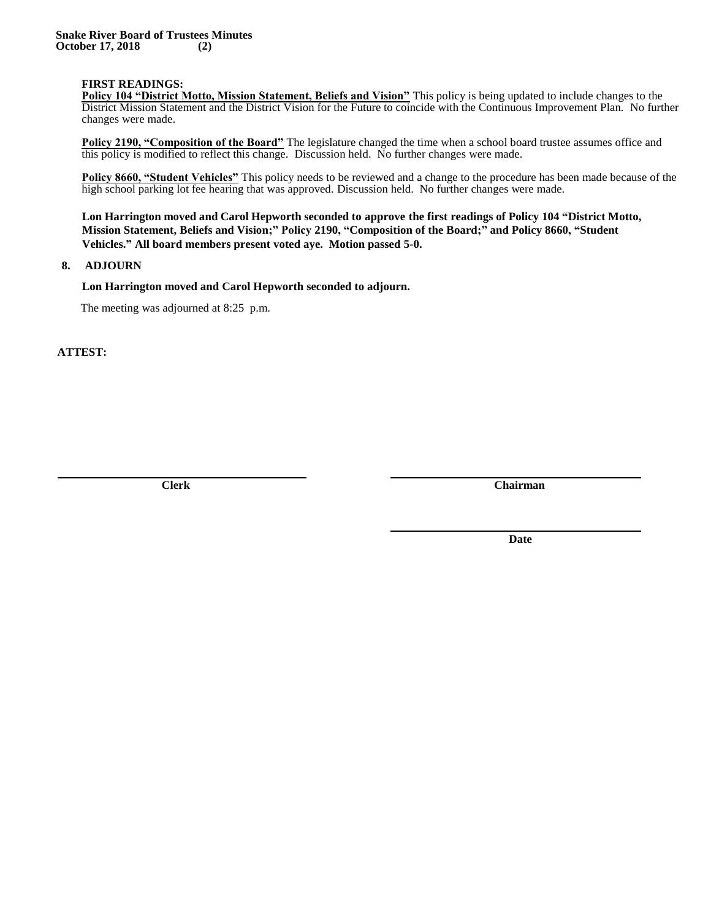**FIRST READINGS:**

**Policy 104 "District Motto, Mission Statement, Beliefs and Vision"** This policy is being updated to include changes to the District Mission Statement and the District Vision for the Future to coincide with the Continuous Improvement Plan. No further changes were made.

**Policy 2190, "Composition of the Board"** The legislature changed the time when a school board trustee assumes office and this policy is modified to reflect this change. Discussion held. No further changes were made.

**Policy 8660, "Student Vehicles"** This policy needs to be reviewed and a change to the procedure has been made because of the high school parking lot fee hearing that was approved. Discussion held. No further changes were made.

**Lon Harrington moved and Carol Hepworth seconded to approve the first readings of Policy 104 "District Motto, Mission Statement, Beliefs and Vision;" Policy 2190, "Composition of the Board;" and Policy 8660, "Student Vehicles." All board members present voted aye. Motion passed 5-0.**

**8. ADJOURN**

**Lon Harrington moved and Carol Hepworth seconded to adjourn.**

The meeting was adjourned at 8:25 p.m.

**ATTEST:**

\_\_\_\_\_\_\_\_\_\_\_\_\_\_\_\_\_\_\_\_\_\_\_\_\_\_\_\_\_\_
**Clerk**

\_\_\_\_\_\_\_\_\_\_\_\_\_\_\_\_\_\_\_\_\_\_\_\_\_\_\_\_\_\_
**Chairman**

\_\_\_\_\_\_\_\_\_\_\_\_\_\_\_\_\_\_\_\_\_\_\_\_\_\_\_\_\_\_
**Date**